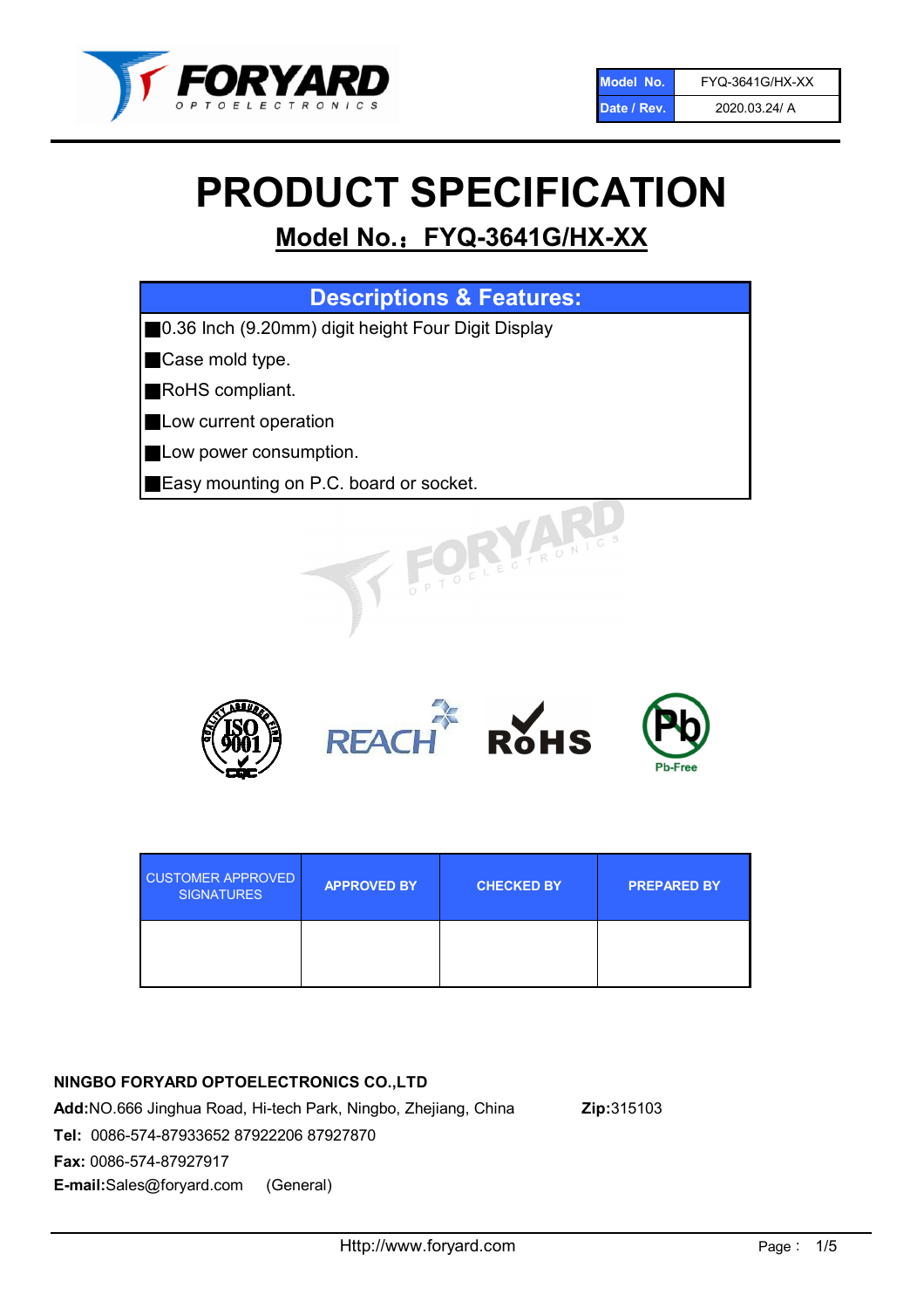| Model No. | FYQ-3641G/HX-XX |
| --- | --- |
| Date / Rev. | 2020.03.24/ A |

# PRODUCT SPECIFICATION

## Model No.：FYQ-3641G/HX-XX

| Descriptions & Features: |
| --- |
| ■0.36 Inch (9.20mm) digit height Four Digit Display |
| ■Case mold type. |
| ■RoHS compliant. |
| ■Low current operation |
| ■Low power consumption. |
| ■Easy mounting on P.C. board or socket. |

| CUSTOMER APPROVED SIGNATURES | APPROVED BY | CHECKED BY | PREPARED BY |
| --- | --- | --- | --- |
| | | | |

**NINGBO FORYARD OPTOELECTRONICS CO.,LTD**

**Add:**NO.666 Jinghua Road, Hi-tech Park, Ningbo, Zhejiang, China **Zip:**315103

**Tel:** 0086-574-87933652 87922206 87927870

**Fax:** 0086-574-87927917

**E-mail:**Sales@foryard.com (General)

Http://www.foryard.com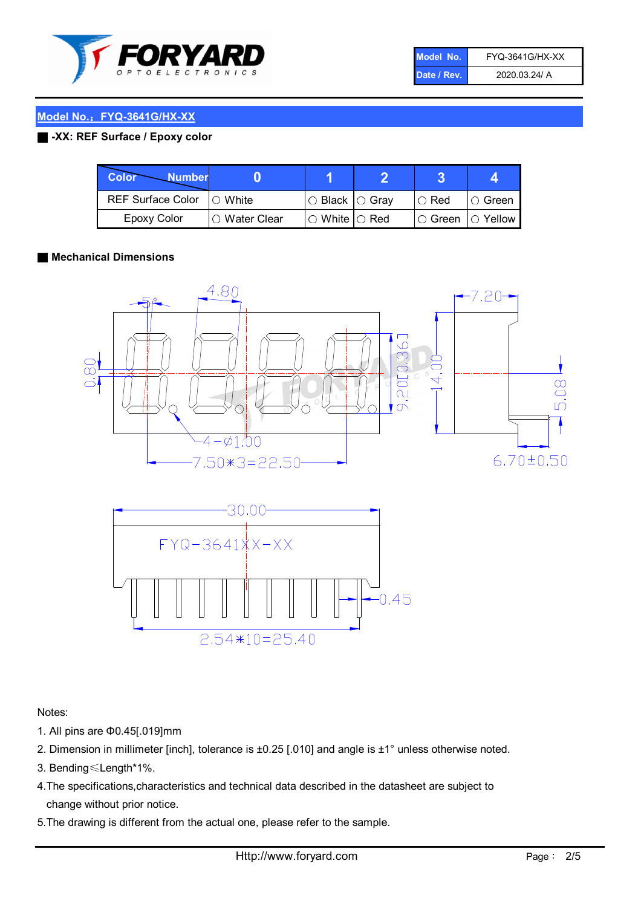| Model No. | FYQ-3641G/HX-XX |
|---|---|
| Date / Rev. | 2020.03.24/ A |

## Model No.：FYQ-3641G/HX-XX

### -XX: REF Surface / Epoxy color

| Color \ Number | 0 | 1 | 2 | 3 | 4 |
|---|---|---|---|---|---|
| REF Surface Color | ○ White | ○ Black | ○ Gray | ○ Red | ○ Green |
| Epoxy Color | ○ Water Clear | ○ White | ○ Red | ○ Green | ○ Yellow |

### Mechanical Dimensions

Notes:

1. All pins are Φ0.45[.019]mm
2. Dimension in millimeter [inch], tolerance is ±0.25 [.010] and angle is ±1° unless otherwise noted.
3. Bending≤Length*1%.
4. The specifications,characteristics and technical data described in the datasheet are subject to change without prior notice.
5. The drawing is different from the actual one, please refer to the sample.

Http://www.foryard.com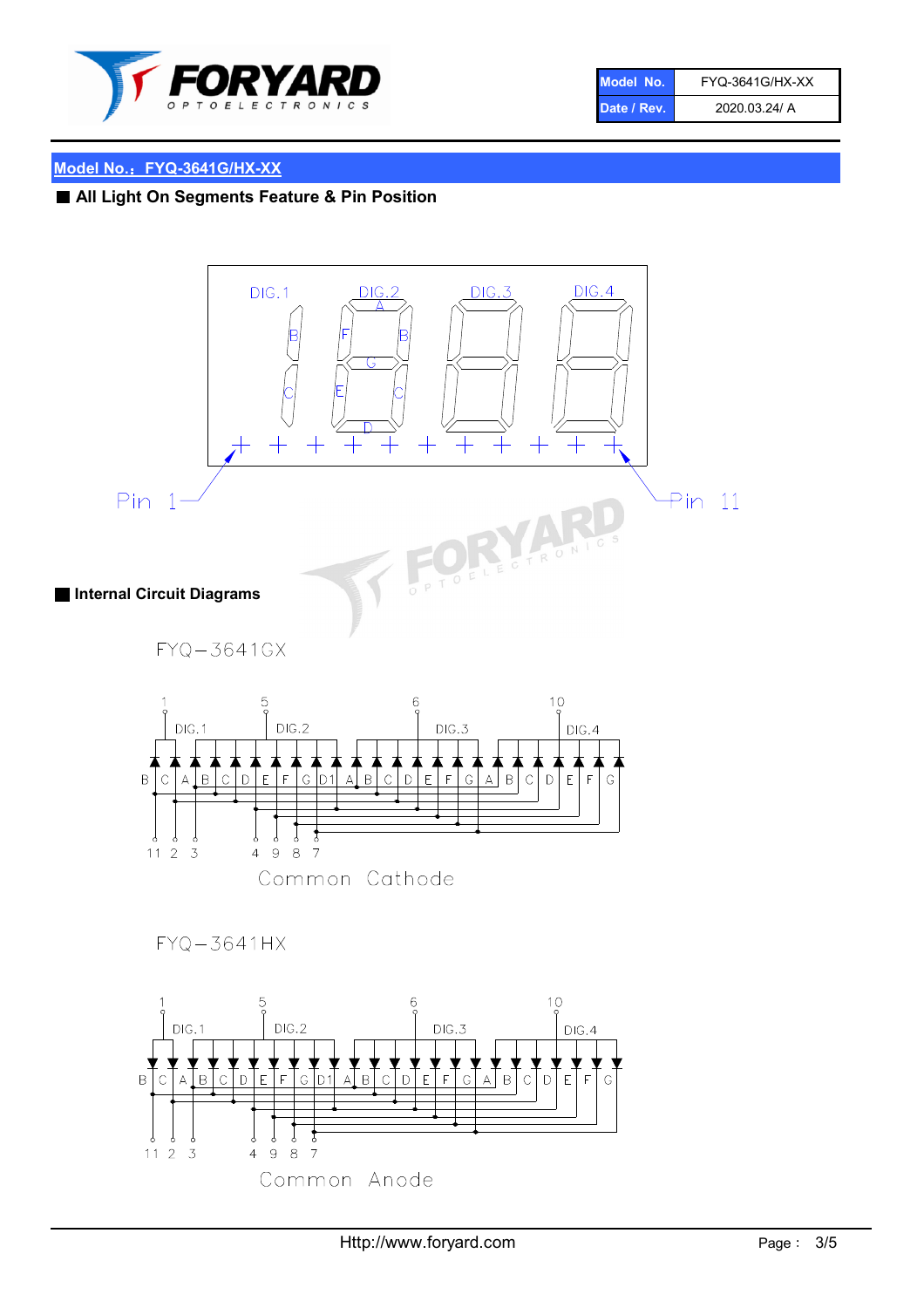| Model No. | FYQ-3641G/HX-XX |
| --- | --- |
| Date / Rev. | 2020.03.24/ A |

## Model No.：FYQ-3641G/HX-XX

### All Light On Segments Feature & Pin Position

DIG.1 DIG.2 DIG.3 DIG.4

A B C D E F G

Pin 1 Pin 11

### Internal Circuit Diagrams

FYQ-3641GX

1 5 6 10

DIG.1 DIG.2 DIG.3 DIG.4

B C A B C D E F G D1 A B C D E F G A B C D E F G

11 2 3 4 9 8 7

Common Cathode

FYQ-3641HX

1 5 6 10

DIG.1 DIG.2 DIG.3 DIG.4

B C A B C D E F G D1 A B C D E F G A B C D E F G

11 2 3 4 9 8 7

Common Anode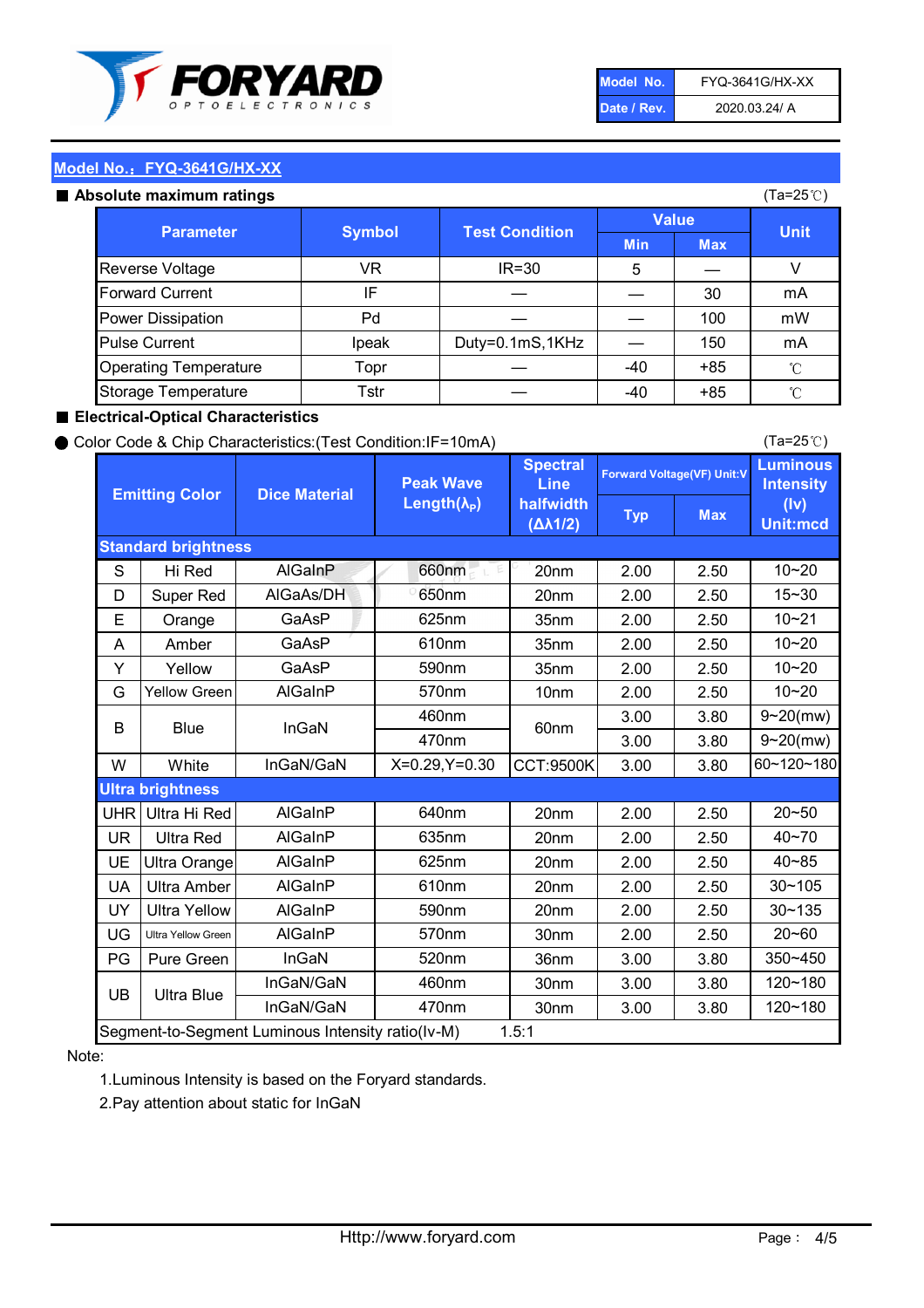| Model No. | FYQ-3641G/HX-XX |
|---|---|
| Date / Rev. | 2020.03.24/ A |

## Model No.：FYQ-3641G/HX-XX

### ■ Absolute maximum ratings

(Ta=25℃)

| Parameter | Symbol | Test Condition | Value | | Unit |
|---|---|---|---|---|---|
| | | | Min | Max | |
| Reverse Voltage | VR | IR=30 | 5 | — | V |
| Forward Current | IF | — | — | 30 | mA |
| Power Dissipation | Pd | — | — | 100 | mW |
| Pulse Current | Ipeak | Duty=0.1mS,1KHz | — | 150 | mA |
| Operating Temperature | Topr | — | -40 | +85 | ℃ |
| Storage Temperature | Tstr | — | -40 | +85 | ℃ |

### ■ Electrical-Optical Characteristics

● Color Code & Chip Characteristics:(Test Condition:IF=10mA)

(Ta=25℃)

| | Emitting Color | Dice Material | Peak Wave Length($\lambda_P$) | Spectral Line halfwidth ($\Delta\lambda 1/2$) | Forward Voltage(VF) Unit:V | | Luminous Intensity (Iv) Unit:mcd |
|---|---|---|---|---|---|---|---|
| | | | | | Typ | Max | |
| **Standard brightness** | | | | | | | |
| S | Hi Red | AlGaInP | 660nm | 20nm | 2.00 | 2.50 | 10~20 |
| D | Super Red | AlGaAs/DH | 650nm | 20nm | 2.00 | 2.50 | 15~30 |
| E | Orange | GaAsP | 625nm | 35nm | 2.00 | 2.50 | 10~21 |
| A | Amber | GaAsP | 610nm | 35nm | 2.00 | 2.50 | 10~20 |
| Y | Yellow | GaAsP | 590nm | 35nm | 2.00 | 2.50 | 10~20 |
| G | Yellow Green | AlGaInP | 570nm | 10nm | 2.00 | 2.50 | 10~20 |
| B | Blue | InGaN | 460nm | 60nm | 3.00 | 3.80 | 9~20(mw) |
| | | | 470nm | | 3.00 | 3.80 | 9~20(mw) |
| W | White | InGaN/GaN | X=0.29,Y=0.30 | CCT:9500K | 3.00 | 3.80 | 60~120~180 |
| **Ultra brightness** | | | | | | | |
| UHR | Ultra Hi Red | AlGaInP | 640nm | 20nm | 2.00 | 2.50 | 20~50 |
| UR | Ultra Red | AlGaInP | 635nm | 20nm | 2.00 | 2.50 | 40~70 |
| UE | Ultra Orange | AlGaInP | 625nm | 20nm | 2.00 | 2.50 | 40~85 |
| UA | Ultra Amber | AlGaInP | 610nm | 20nm | 2.00 | 2.50 | 30~105 |
| UY | Ultra Yellow | AlGaInP | 590nm | 20nm | 2.00 | 2.50 | 30~135 |
| UG | Ultra Yellow Green | AlGaInP | 570nm | 30nm | 2.00 | 2.50 | 20~60 |
| PG | Pure Green | InGaN | 520nm | 36nm | 3.00 | 3.80 | 350~450 |
| UB | Ultra Blue | InGaN/GaN | 460nm | 30nm | 3.00 | 3.80 | 120~180 |
| | | InGaN/GaN | 470nm | 30nm | 3.00 | 3.80 | 120~180 |
| Segment-to-Segment Luminous Intensity ratio(Iv-M) | | | 1.5:1 | | | | |

Note:

1.Luminous Intensity is based on the Foryard standards.

2.Pay attention about static for InGaN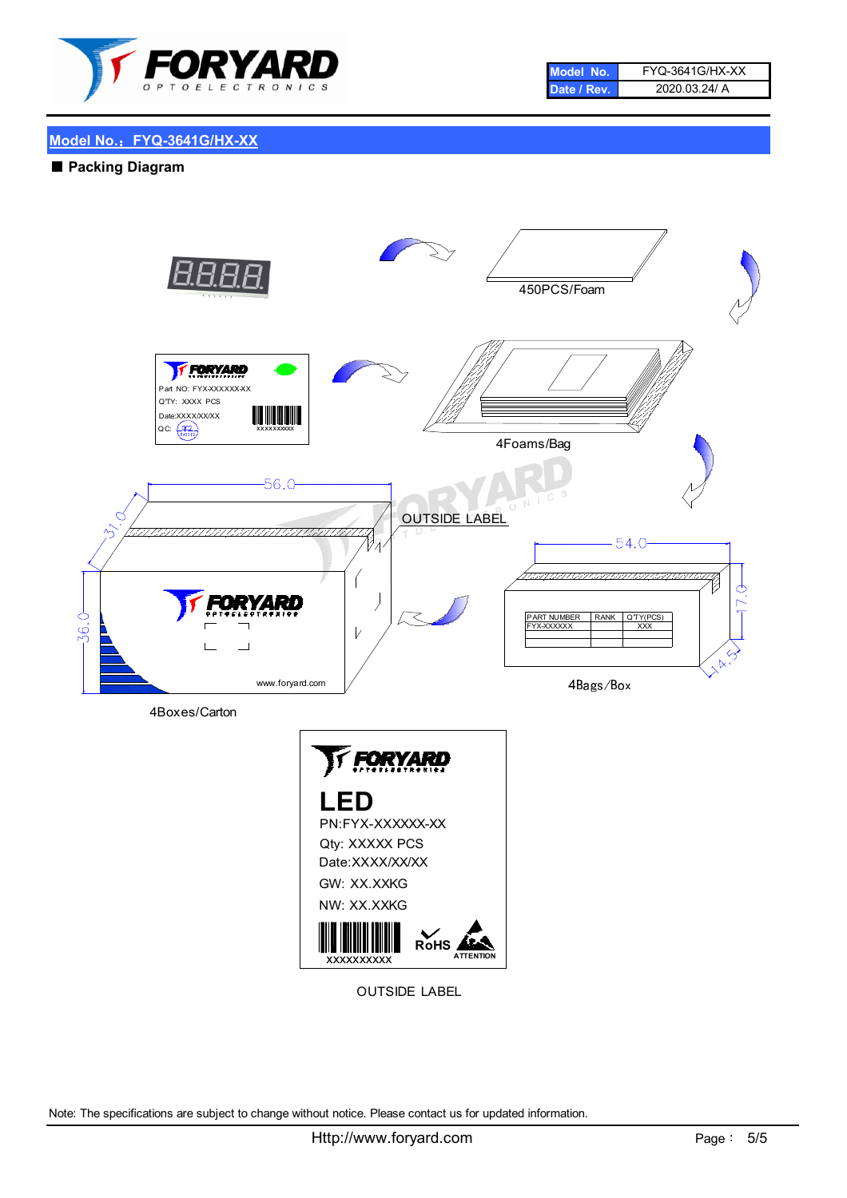| Model No. | FYQ-3641G/HX-XX |
| --- | --- |
| Date / Rev. | 2020.03.24/ A |

## Model No.：FYQ-3641G/HX-XX

■ Packing Diagram

450PCS/Foam

Part NO: FYX-XXXXXXX-XX
Q'TY: XXXX PCS
Date:XXXX/XX/XX
QC:

4Foams/Bag

56.0

31.0

36.0

OUTSIDE LABEL

www.foryard.com

4Boxes/Carton

54.0

17.0

14.5

| PART NUMBER | RANK | Q'TY(PCS) |
| --- | --- | --- |
| FYX-XXXXXX | | XXX |

4Bags/Box

LED
PN:FYX-XXXXXX-XX
Qty: XXXXX PCS
Date:XXXX/XX/XX
GW: XX.XXKG
NW: XX.XXKG
XXXXXXXXXX
RoHS
ATTENTION

OUTSIDE LABEL

Note: The specifications are subject to change without notice. Please contact us for updated information.